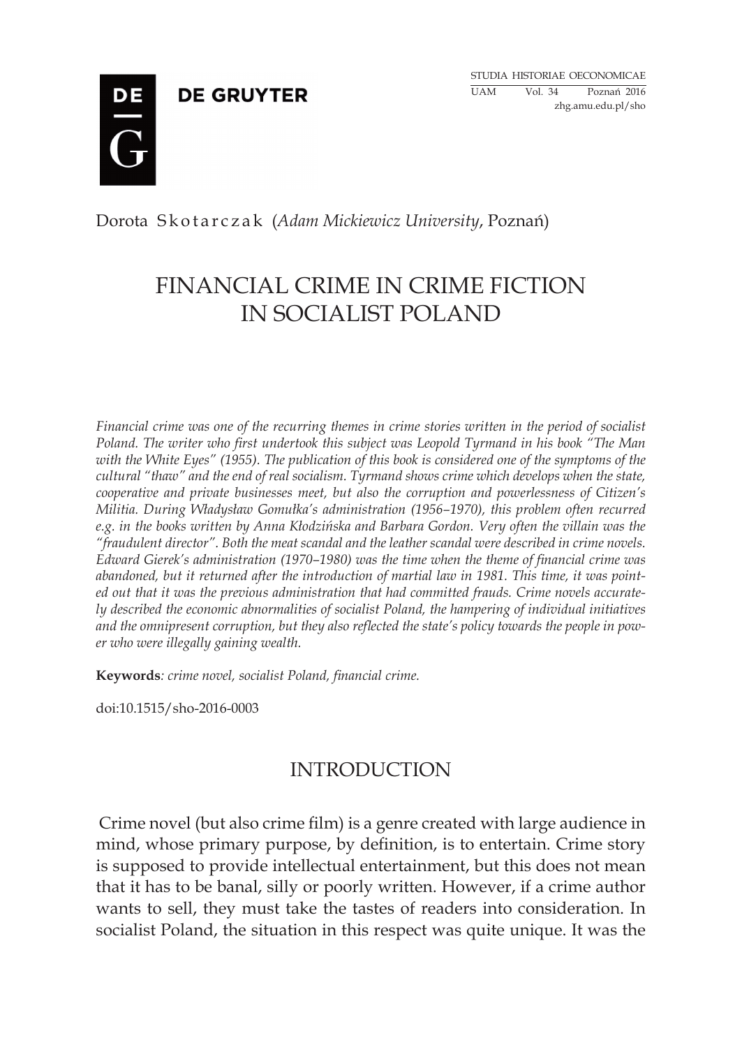Dorota Skotarczak (*Adam Mickiewicz University*, Poznań)

# FINANCIAL CRIME IN CRIME FICTION IN SOCIALIST POLAND

*Financial crime was one of the recurring themes in crime stories written in the period of socialist Poland. The writer who first undertook this subject was Leopold Tyrmand in his book "The Man with the White Eyes" (1955). The publication of this book is considered one of the symptoms of the cultural "thaw" and the end of real socialism. Tyrmand shows crime which develops when the state, cooperative and private businesses meet, but also the corruption and powerlessness of Citizen's Militia. During Władysław Gomułka's administration (1956–1970), this problem often recurred e.g. in the books written by Anna Kłodzińska and Barbara Gordon. Very often the villain was the "fraudulent director". Both the meat scandal and the leather scandal were described in crime novels. Edward Gierek's administration (1970–1980) was the time when the theme of financial crime was abandoned, but it returned after the introduction of martial law in 1981. This time, it was pointed out that it was the previous administration that had committed frauds. Crime novels accurately described the economic abnormalities of socialist Poland, the hampering of individual initiatives and the omnipresent corruption, but they also reflected the state's policy towards the people in power who were illegally gaining wealth.*

**Keywords**: *crime novel, socialist Poland, financial crime.*

doi:10.1515/sho-2016-0003

## INTRODUCTION

Crime novel (but also crime film) is a genre created with large audience in mind, whose primary purpose, by definition, is to entertain. Crime story is supposed to provide intellectual entertainment, but this does not mean that it has to be banal, silly or poorly written. However, if a crime author wants to sell, they must take the tastes of readers into consideration. In socialist Poland, the situation in this respect was quite unique. It was the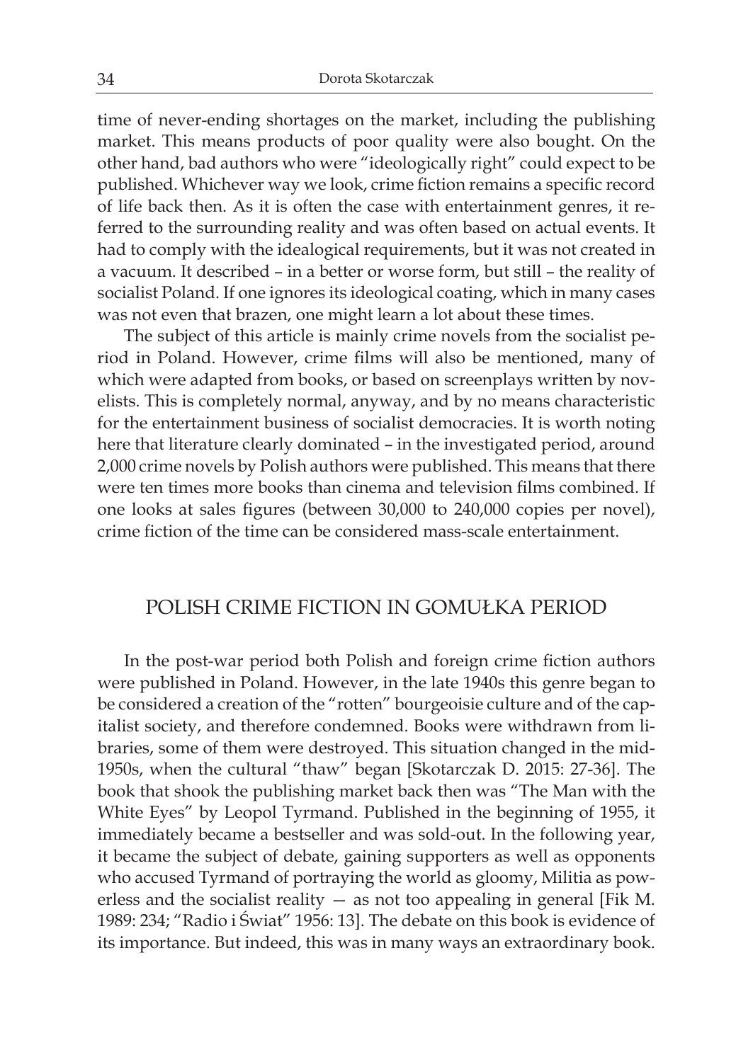time of never-ending shortages on the market, including the publishing market. This means products of poor quality were also bought. On the other hand, bad authors who were "ideologically right" could expect to be published. Whichever way we look, crime fiction remains a specific record of life back then. As it is often the case with entertainment genres, it referred to the surrounding reality and was often based on actual events. It had to comply with the idealogical requirements, but it was not created in a vacuum. It described – in a better or worse form, but still – the reality of socialist Poland. If one ignores its ideological coating, which in many cases was not even that brazen, one might learn a lot about these times.

The subject of this article is mainly crime novels from the socialist period in Poland. However, crime films will also be mentioned, many of which were adapted from books, or based on screenplays written by novelists. This is completely normal, anyway, and by no means characteristic for the entertainment business of socialist democracies. It is worth noting here that literature clearly dominated – in the investigated period, around 2,000 crime novels by Polish authors were published. This means that there were ten times more books than cinema and television films combined. If one looks at sales figures (between 30,000 to 240,000 copies per novel), crime fiction of the time can be considered mass-scale entertainment.

## POLISH CRIME FICTION IN GOMUŁKA PERIOD

In the post-war period both Polish and foreign crime fiction authors were published in Poland. However, in the late 1940s this genre began to be considered a creation of the "rotten" bourgeoisie culture and of the capitalist society, and therefore condemned. Books were withdrawn from libraries, some of them were destroyed. This situation changed in the mid-1950s, when the cultural "thaw" began [Skotarczak D. 2015: 27-36]. The book that shook the publishing market back then was "The Man with the White Eyes" by Leopol Tyrmand. Published in the beginning of 1955, it immediately became a bestseller and was sold-out. In the following year, it became the subject of debate, gaining supporters as well as opponents who accused Tyrmand of portraying the world as gloomy, Militia as powerless and the socialist reality — as not too appealing in general [Fik M. 1989: 234; "Radio i Świat" 1956: 13]. The debate on this book is evidence of its importance. But indeed, this was in many ways an extraordinary book.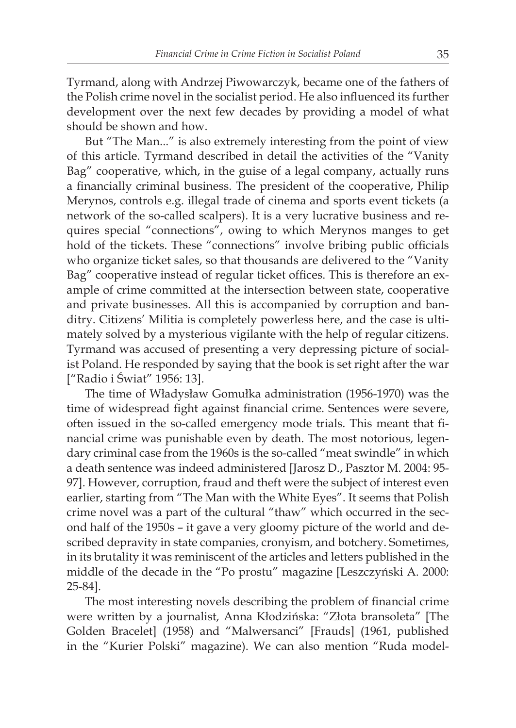Tyrmand, along with Andrzej Piwowarczyk, became one of the fathers of the Polish crime novel in the socialist period. He also influenced its further development over the next few decades by providing a model of what should be shown and how.

But "The Man..." is also extremely interesting from the point of view of this article. Tyrmand described in detail the activities of the "Vanity Bag" cooperative, which, in the guise of a legal company, actually runs a financially criminal business. The president of the cooperative, Philip Merynos, controls e.g. illegal trade of cinema and sports event tickets (a network of the so-called scalpers). It is a very lucrative business and requires special "connections", owing to which Merynos manges to get hold of the tickets. These "connections" involve bribing public officials who organize ticket sales, so that thousands are delivered to the "Vanity Bag" cooperative instead of regular ticket offices. This is therefore an example of crime committed at the intersection between state, cooperative and private businesses. All this is accompanied by corruption and banditry. Citizens' Militia is completely powerless here, and the case is ultimately solved by a mysterious vigilante with the help of regular citizens. Tyrmand was accused of presenting a very depressing picture of socialist Poland. He responded by saying that the book is set right after the war ["Radio i Świat" 1956: 13].

The time of Władysław Gomułka administration (1956-1970) was the time of widespread fight against financial crime. Sentences were severe, often issued in the so-called emergency mode trials. This meant that financial crime was punishable even by death. The most notorious, legendary criminal case from the 1960s is the so-called "meat swindle" in which a death sentence was indeed administered [Jarosz D., Pasztor M. 2004: 95-97]. However, corruption, fraud and theft were the subject of interest even earlier, starting from "The Man with the White Eyes". It seems that Polish crime novel was a part of the cultural "thaw" which occurred in the second half of the 1950s – it gave a very gloomy picture of the world and described depravity in state companies, cronyism, and botchery. Sometimes, in its brutality it was reminiscent of the articles and letters published in the middle of the decade in the "Po prostu" magazine [Leszczyński A. 2000: 25-84].

The most interesting novels describing the problem of financial crime were written by a journalist, Anna Kłodzińska: "Złota bransoleta" [The Golden Bracelet] (1958) and "Malwersanci" [Frauds] (1961, published in the "Kurier Polski" magazine). We can also mention "Ruda model-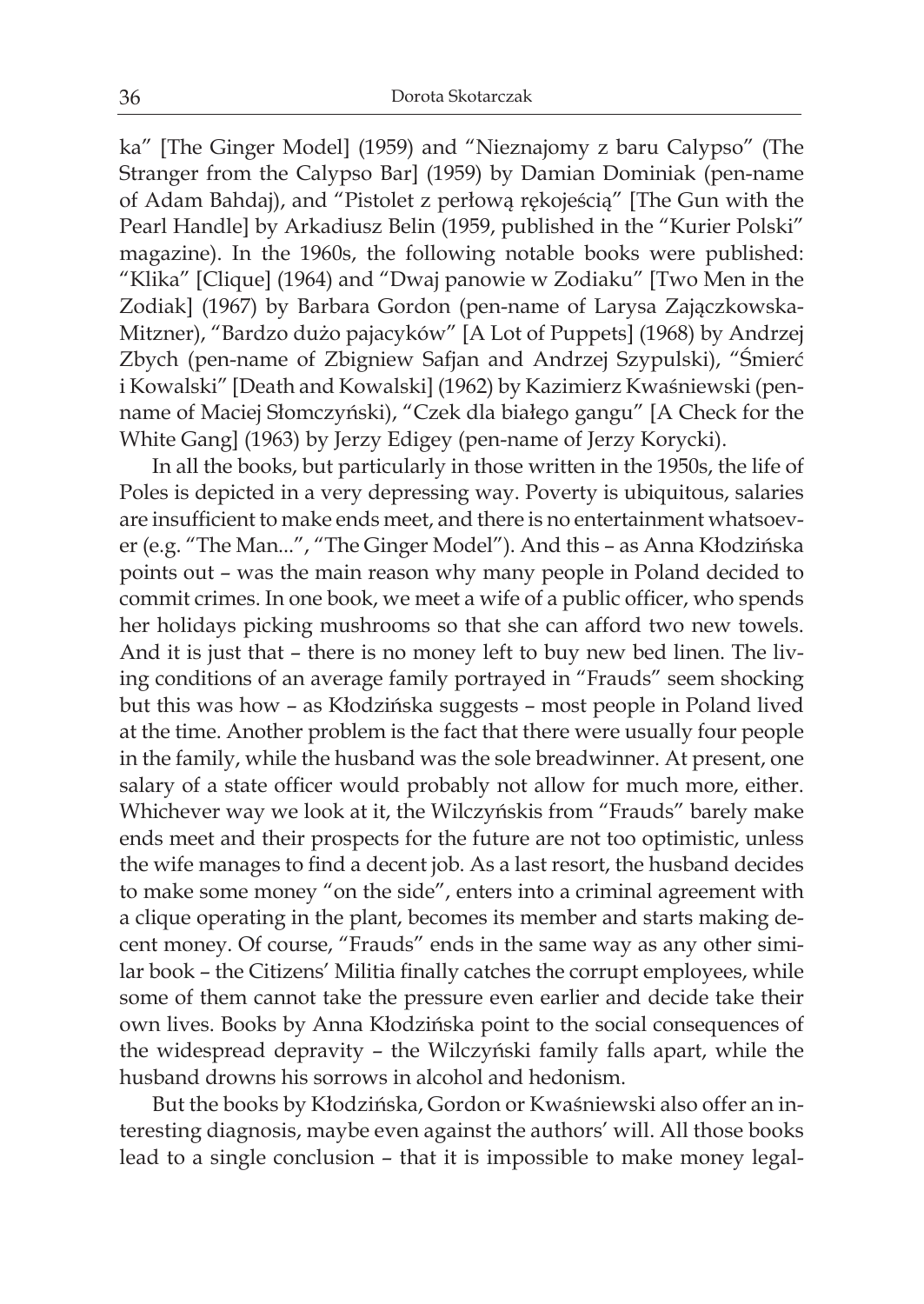ka" [The Ginger Model] (1959) and "Nieznajomy z baru Calypso" (The Stranger from the Calypso Bar] (1959) by Damian Dominiak (pen-name of Adam Bahdaj), and "Pistolet z perłową rękojeścią" [The Gun with the Pearl Handle] by Arkadiusz Belin (1959, published in the "Kurier Polski" magazine). In the 1960s, the following notable books were published: "Klika" [Clique] (1964) and "Dwaj panowie w Zodiaku" [Two Men in the Zodiak] (1967) by Barbara Gordon (pen-name of Larysa Zajączkowska-Mitzner), "Bardzo dużo pajacyków" [A Lot of Puppets] (1968) by Andrzej Zbych (pen-name of Zbigniew Safjan and Andrzej Szypulski), "Śmierć i Kowalski" [Death and Kowalski] (1962) by Kazimierz Kwaśniewski (pen-name of Maciej Słomczyński), "Czek dla białego gangu" [A Check for the White Gang] (1963) by Jerzy Edigey (pen-name of Jerzy Korycki).

In all the books, but particularly in those written in the 1950s, the life of Poles is depicted in a very depressing way. Poverty is ubiquitous, salaries are insufficient to make ends meet, and there is no entertainment whatsoever (e.g. "The Man...", "The Ginger Model"). And this – as Anna Kłodzińska points out – was the main reason why many people in Poland decided to commit crimes. In one book, we meet a wife of a public officer, who spends her holidays picking mushrooms so that she can afford two new towels. And it is just that – there is no money left to buy new bed linen. The living conditions of an average family portrayed in "Frauds" seem shocking but this was how – as Kłodzińska suggests – most people in Poland lived at the time. Another problem is the fact that there were usually four people in the family, while the husband was the sole breadwinner. At present, one salary of a state officer would probably not allow for much more, either. Whichever way we look at it, the Wilczyńskis from "Frauds" barely make ends meet and their prospects for the future are not too optimistic, unless the wife manages to find a decent job. As a last resort, the husband decides to make some money "on the side", enters into a criminal agreement with a clique operating in the plant, becomes its member and starts making decent money. Of course, "Frauds" ends in the same way as any other similar book – the Citizens' Militia finally catches the corrupt employees, while some of them cannot take the pressure even earlier and decide take their own lives. Books by Anna Kłodzińska point to the social consequences of the widespread depravity – the Wilczyński family falls apart, while the husband drowns his sorrows in alcohol and hedonism.

But the books by Kłodzińska, Gordon or Kwaśniewski also offer an interesting diagnosis, maybe even against the authors' will. All those books lead to a single conclusion – that it is impossible to make money legal-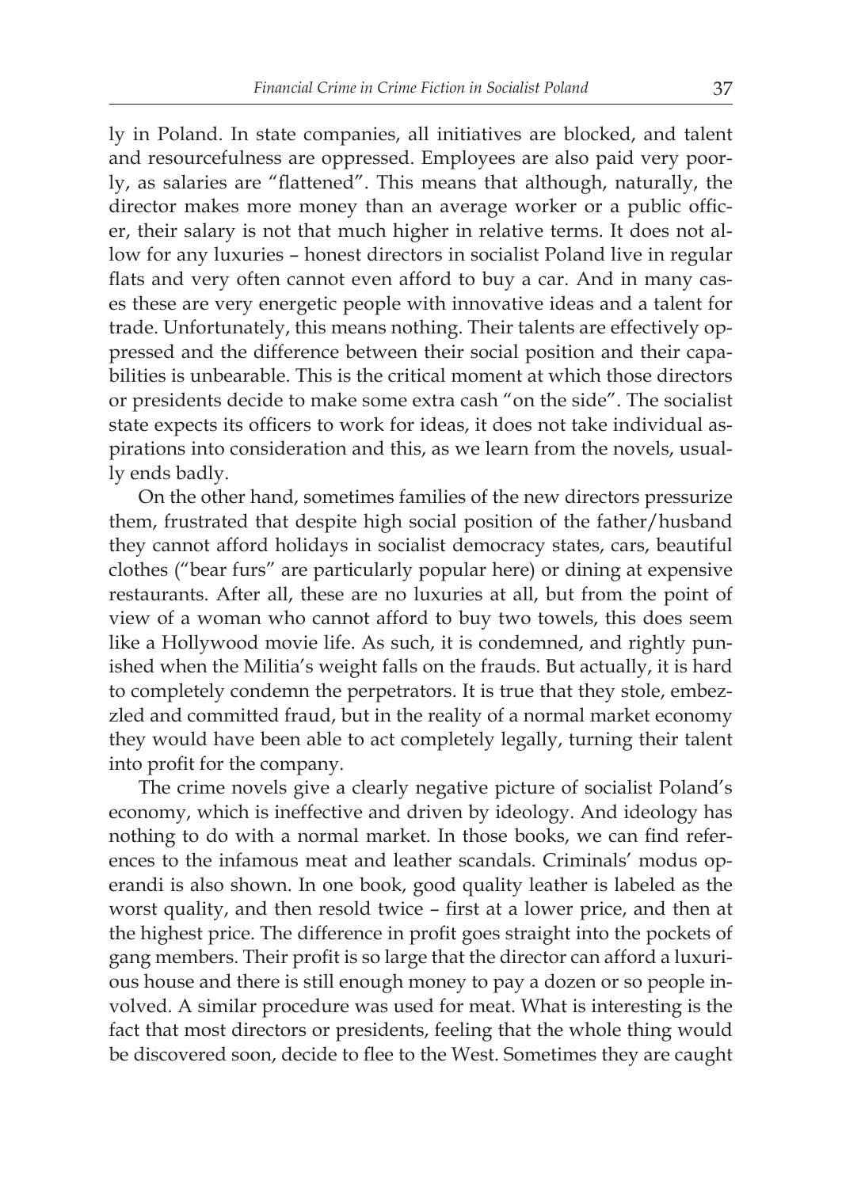ly in Poland. In state companies, all initiatives are blocked, and talent and resourcefulness are oppressed. Employees are also paid very poorly, as salaries are "flattened". This means that although, naturally, the director makes more money than an average worker or a public officer, their salary is not that much higher in relative terms. It does not allow for any luxuries – honest directors in socialist Poland live in regular flats and very often cannot even afford to buy a car. And in many cases these are very energetic people with innovative ideas and a talent for trade. Unfortunately, this means nothing. Their talents are effectively oppressed and the difference between their social position and their capabilities is unbearable. This is the critical moment at which those directors or presidents decide to make some extra cash "on the side". The socialist state expects its officers to work for ideas, it does not take individual aspirations into consideration and this, as we learn from the novels, usually ends badly.

On the other hand, sometimes families of the new directors pressurize them, frustrated that despite high social position of the father/husband they cannot afford holidays in socialist democracy states, cars, beautiful clothes ("bear furs" are particularly popular here) or dining at expensive restaurants. After all, these are no luxuries at all, but from the point of view of a woman who cannot afford to buy two towels, this does seem like a Hollywood movie life. As such, it is condemned, and rightly punished when the Militia's weight falls on the frauds. But actually, it is hard to completely condemn the perpetrators. It is true that they stole, embezzled and committed fraud, but in the reality of a normal market economy they would have been able to act completely legally, turning their talent into profit for the company.

The crime novels give a clearly negative picture of socialist Poland's economy, which is ineffective and driven by ideology. And ideology has nothing to do with a normal market. In those books, we can find references to the infamous meat and leather scandals. Criminals' modus operandi is also shown. In one book, good quality leather is labeled as the worst quality, and then resold twice – first at a lower price, and then at the highest price. The difference in profit goes straight into the pockets of gang members. Their profit is so large that the director can afford a luxurious house and there is still enough money to pay a dozen or so people involved. A similar procedure was used for meat. What is interesting is the fact that most directors or presidents, feeling that the whole thing would be discovered soon, decide to flee to the West. Sometimes they are caught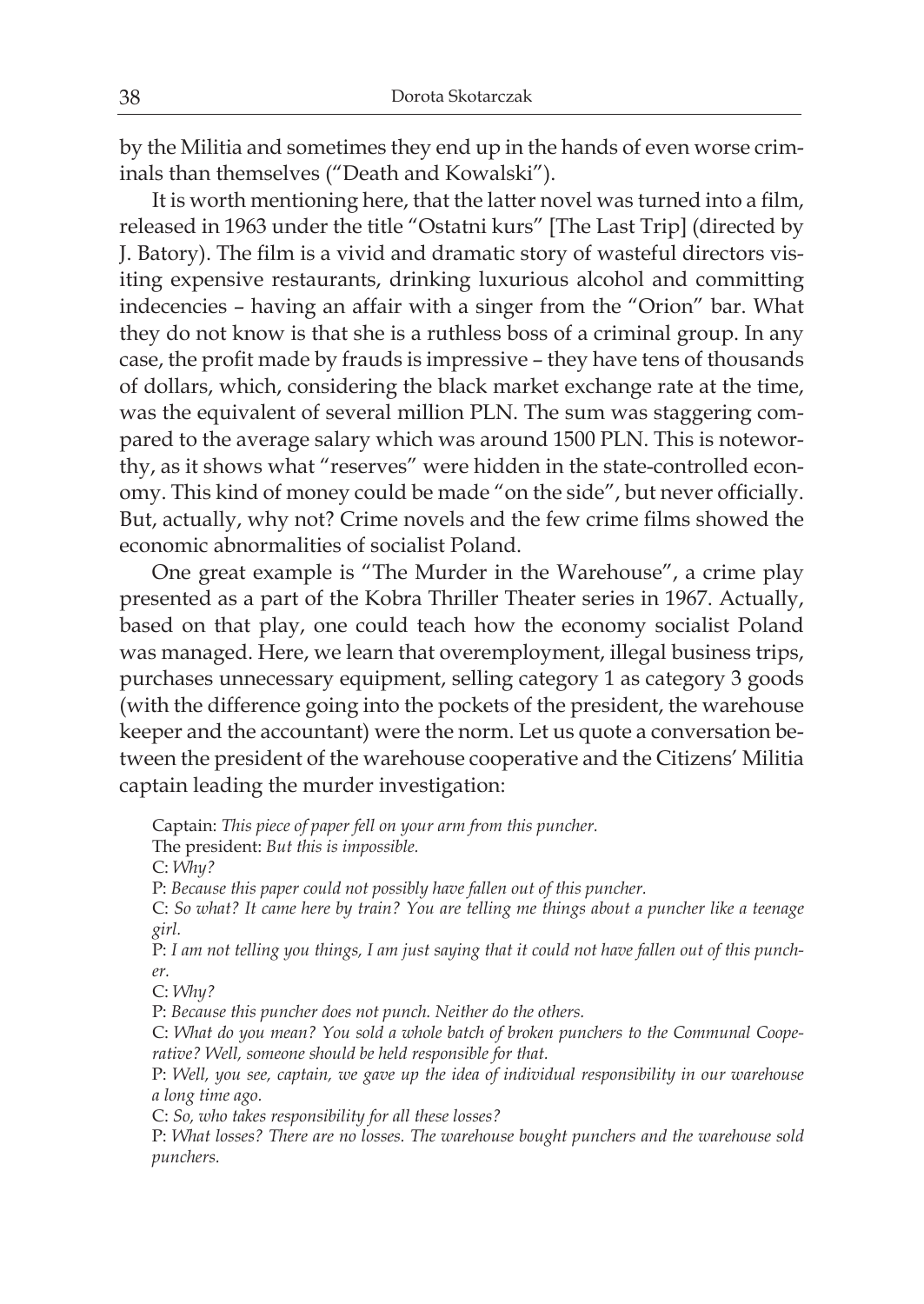by the Militia and sometimes they end up in the hands of even worse criminals than themselves ("Death and Kowalski").

It is worth mentioning here, that the latter novel was turned into a film, released in 1963 under the title "Ostatni kurs" [The Last Trip] (directed by J. Batory). The film is a vivid and dramatic story of wasteful directors visiting expensive restaurants, drinking luxurious alcohol and committing indecencies – having an affair with a singer from the "Orion" bar. What they do not know is that she is a ruthless boss of a criminal group. In any case, the profit made by frauds is impressive – they have tens of thousands of dollars, which, considering the black market exchange rate at the time, was the equivalent of several million PLN. The sum was staggering compared to the average salary which was around 1500 PLN. This is noteworthy, as it shows what "reserves" were hidden in the state-controlled economy. This kind of money could be made "on the side", but never officially. But, actually, why not? Crime novels and the few crime films showed the economic abnormalities of socialist Poland.

One great example is "The Murder in the Warehouse", a crime play presented as a part of the Kobra Thriller Theater series in 1967. Actually, based on that play, one could teach how the economy socialist Poland was managed. Here, we learn that overemployment, illegal business trips, purchases unnecessary equipment, selling category 1 as category 3 goods (with the difference going into the pockets of the president, the warehouse keeper and the accountant) were the norm. Let us quote a conversation between the president of the warehouse cooperative and the Citizens' Militia captain leading the murder investigation:

> Captain: *This piece of paper fell on your arm from this puncher.*
>
> The president: *But this is impossible.*
>
> C: *Why?*
>
> P: *Because this paper could not possibly have fallen out of this puncher.*
>
> C: *So what? It came here by train? You are telling me things about a puncher like a teenage girl.*
>
> P: *I am not telling you things, I am just saying that it could not have fallen out of this puncher.*
>
> C: *Why?*
>
> P: *Because this puncher does not punch. Neither do the others.*
>
> C: *What do you mean? You sold a whole batch of broken punchers to the Communal Cooperative? Well, someone should be held responsible for that.*
>
> P: *Well, you see, captain, we gave up the idea of individual responsibility in our warehouse a long time ago.*
>
> C: *So, who takes responsibility for all these losses?*
>
> P: *What losses? There are no losses. The warehouse bought punchers and the warehouse sold punchers.*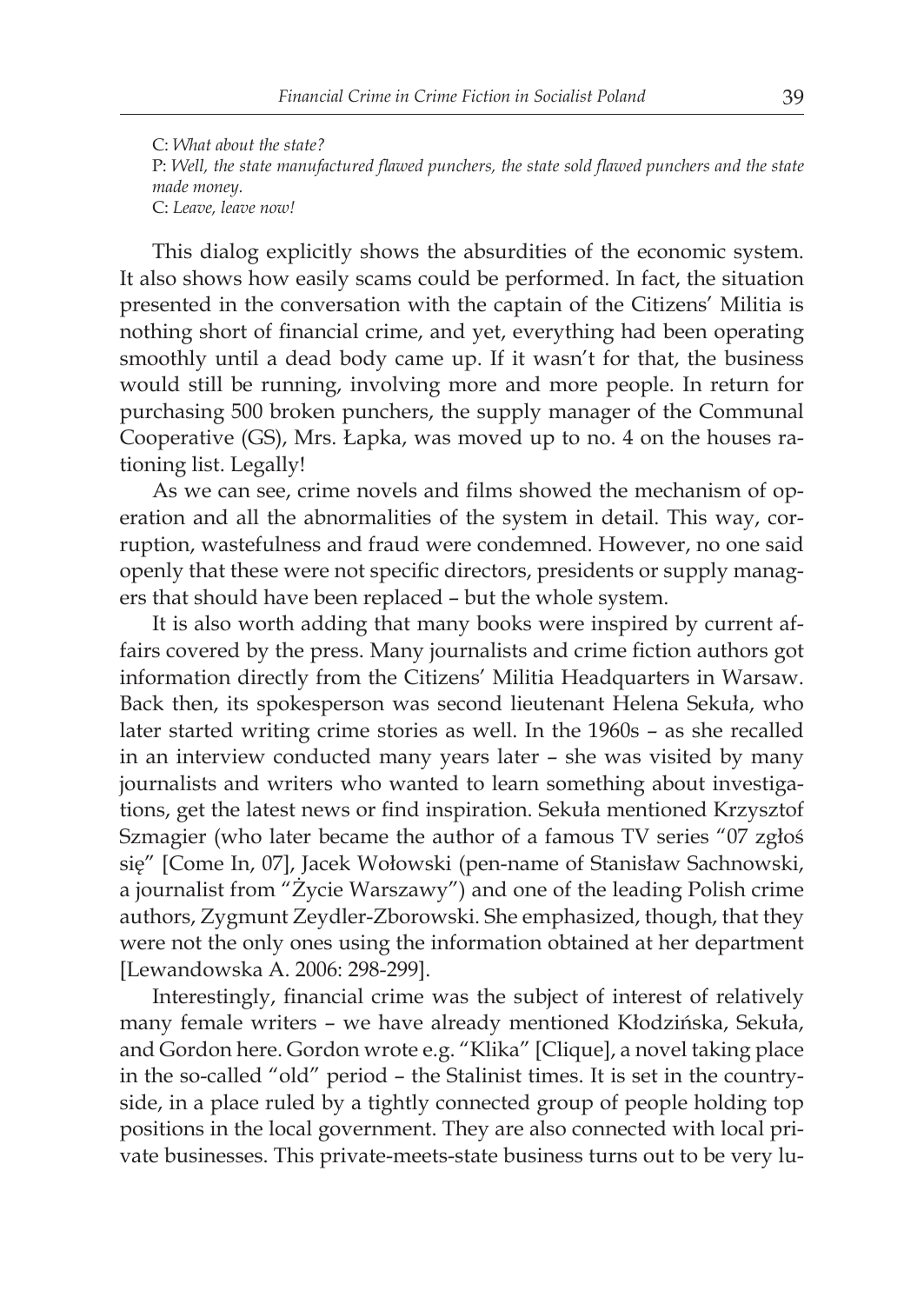C: *What about the state?*  
P: *Well, the state manufactured flawed punchers, the state sold flawed punchers and the state made money.*  
C: *Leave, leave now!*

This dialog explicitly shows the absurdities of the economic system. It also shows how easily scams could be performed. In fact, the situation presented in the conversation with the captain of the Citizens' Militia is nothing short of financial crime, and yet, everything had been operating smoothly until a dead body came up. If it wasn't for that, the business would still be running, involving more and more people. In return for purchasing 500 broken punchers, the supply manager of the Communal Cooperative (GS), Mrs. Łapka, was moved up to no. 4 on the houses rationing list. Legally!

As we can see, crime novels and films showed the mechanism of operation and all the abnormalities of the system in detail. This way, corruption, wastefulness and fraud were condemned. However, no one said openly that these were not specific directors, presidents or supply managers that should have been replaced – but the whole system.

It is also worth adding that many books were inspired by current affairs covered by the press. Many journalists and crime fiction authors got information directly from the Citizens' Militia Headquarters in Warsaw. Back then, its spokesperson was second lieutenant Helena Sekuła, who later started writing crime stories as well. In the 1960s – as she recalled in an interview conducted many years later – she was visited by many journalists and writers who wanted to learn something about investigations, get the latest news or find inspiration. Sekuła mentioned Krzysztof Szmagier (who later became the author of a famous TV series "07 zgłoś się" [Come In, 07], Jacek Wołowski (pen-name of Stanisław Sachnowski, a journalist from "Życie Warszawy") and one of the leading Polish crime authors, Zygmunt Zeydler-Zborowski. She emphasized, though, that they were not the only ones using the information obtained at her department [Lewandowska A. 2006: 298-299].

Interestingly, financial crime was the subject of interest of relatively many female writers – we have already mentioned Kłodzińska, Sekuła, and Gordon here. Gordon wrote e.g. "Klika" [Clique], a novel taking place in the so-called "old" period – the Stalinist times. It is set in the countryside, in a place ruled by a tightly connected group of people holding top positions in the local government. They are also connected with local private businesses. This private-meets-state business turns out to be very lu-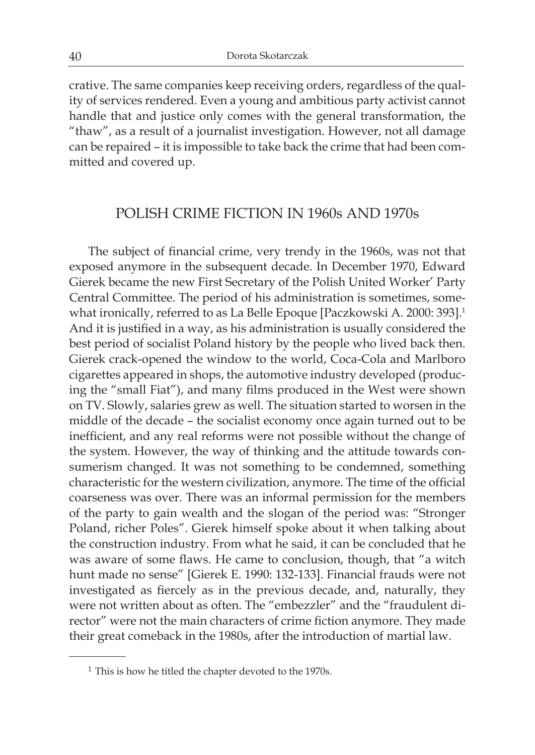crative. The same companies keep receiving orders, regardless of the quality of services rendered. Even a young and ambitious party activist cannot handle that and justice only comes with the general transformation, the "thaw", as a result of a journalist investigation. However, not all damage can be repaired – it is impossible to take back the crime that had been committed and covered up.

## POLISH CRIME FICTION IN 1960s AND 1970s

The subject of financial crime, very trendy in the 1960s, was not that exposed anymore in the subsequent decade. In December 1970, Edward Gierek became the new First Secretary of the Polish United Worker' Party Central Committee. The period of his administration is sometimes, somewhat ironically, referred to as La Belle Epoque [Paczkowski A. 2000: 393].[1] And it is justified in a way, as his administration is usually considered the best period of socialist Poland history by the people who lived back then. Gierek crack-opened the window to the world, Coca-Cola and Marlboro cigarettes appeared in shops, the automotive industry developed (producing the "small Fiat"), and many films produced in the West were shown on TV. Slowly, salaries grew as well. The situation started to worsen in the middle of the decade – the socialist economy once again turned out to be inefficient, and any real reforms were not possible without the change of the system. However, the way of thinking and the attitude towards consumerism changed. It was not something to be condemned, something characteristic for the western civilization, anymore. The time of the official coarseness was over. There was an informal permission for the members of the party to gain wealth and the slogan of the period was: "Stronger Poland, richer Poles". Gierek himself spoke about it when talking about the construction industry. From what he said, it can be concluded that he was aware of some flaws. He came to conclusion, though, that "a witch hunt made no sense" [Gierek E. 1990: 132-133]. Financial frauds were not investigated as fiercely as in the previous decade, and, naturally, they were not written about as often. The "embezzler" and the "fraudulent director" were not the main characters of crime fiction anymore. They made their great comeback in the 1980s, after the introduction of martial law.

[1] This is how he titled the chapter devoted to the 1970s.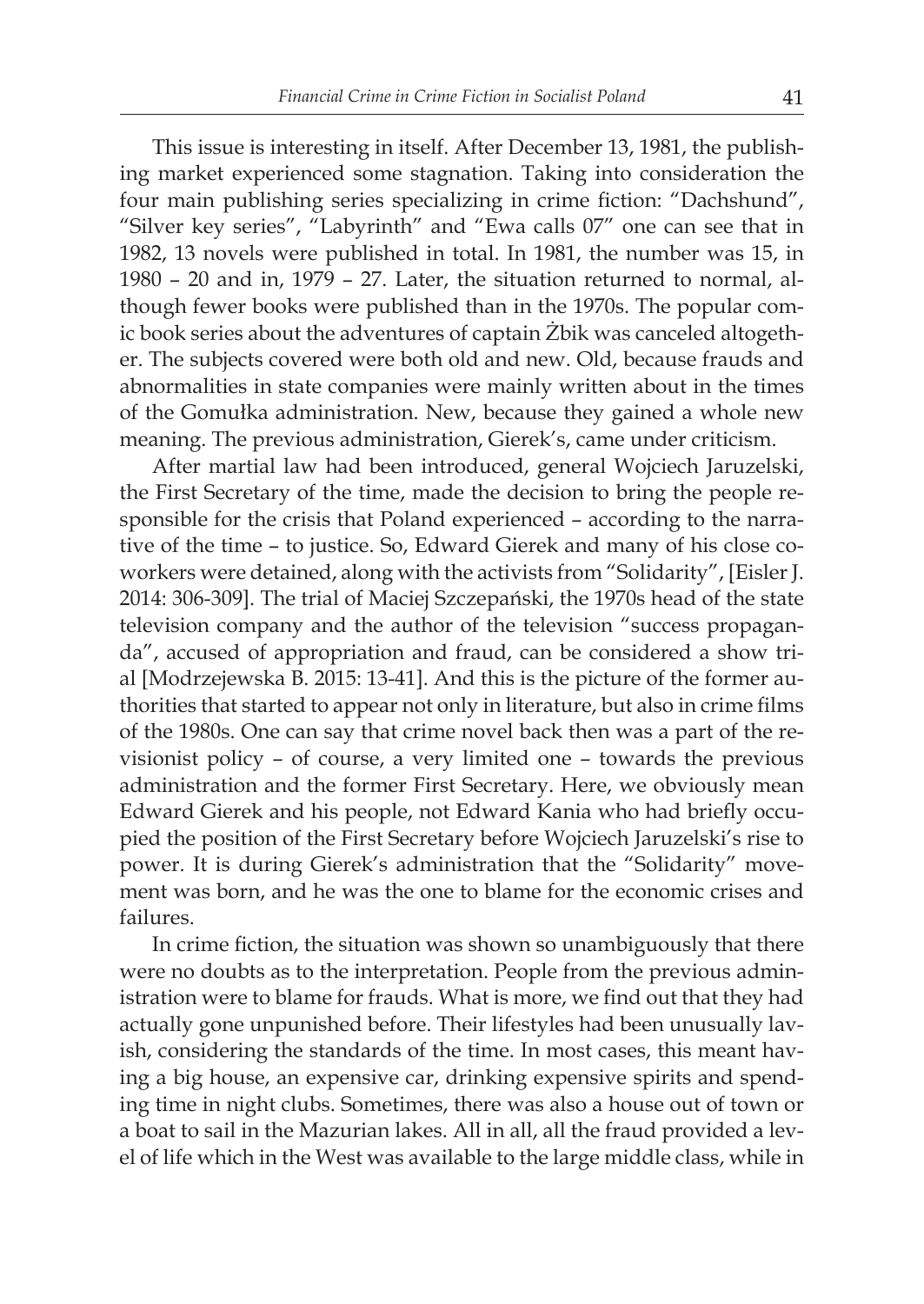This issue is interesting in itself. After December 13, 1981, the publishing market experienced some stagnation. Taking into consideration the four main publishing series specializing in crime fiction: "Dachshund", "Silver key series", "Labyrinth" and "Ewa calls 07" one can see that in 1982, 13 novels were published in total. In 1981, the number was 15, in 1980 – 20 and in, 1979 – 27. Later, the situation returned to normal, although fewer books were published than in the 1970s. The popular comic book series about the adventures of captain Żbik was canceled altogether. The subjects covered were both old and new. Old, because frauds and abnormalities in state companies were mainly written about in the times of the Gomułka administration. New, because they gained a whole new meaning. The previous administration, Gierek's, came under criticism.

After martial law had been introduced, general Wojciech Jaruzelski, the First Secretary of the time, made the decision to bring the people responsible for the crisis that Poland experienced – according to the narrative of the time – to justice. So, Edward Gierek and many of his close coworkers were detained, along with the activists from "Solidarity", [Eisler J. 2014: 306-309]. The trial of Maciej Szczepański, the 1970s head of the state television company and the author of the television "success propaganda", accused of appropriation and fraud, can be considered a show trial [Modrzejewska B. 2015: 13-41]. And this is the picture of the former authorities that started to appear not only in literature, but also in crime films of the 1980s. One can say that crime novel back then was a part of the revisionist policy – of course, a very limited one – towards the previous administration and the former First Secretary. Here, we obviously mean Edward Gierek and his people, not Edward Kania who had briefly occupied the position of the First Secretary before Wojciech Jaruzelski's rise to power. It is during Gierek's administration that the "Solidarity" movement was born, and he was the one to blame for the economic crises and failures.

In crime fiction, the situation was shown so unambiguously that there were no doubts as to the interpretation. People from the previous administration were to blame for frauds. What is more, we find out that they had actually gone unpunished before. Their lifestyles had been unusually lavish, considering the standards of the time. In most cases, this meant having a big house, an expensive car, drinking expensive spirits and spending time in night clubs. Sometimes, there was also a house out of town or a boat to sail in the Mazurian lakes. All in all, all the fraud provided a level of life which in the West was available to the large middle class, while in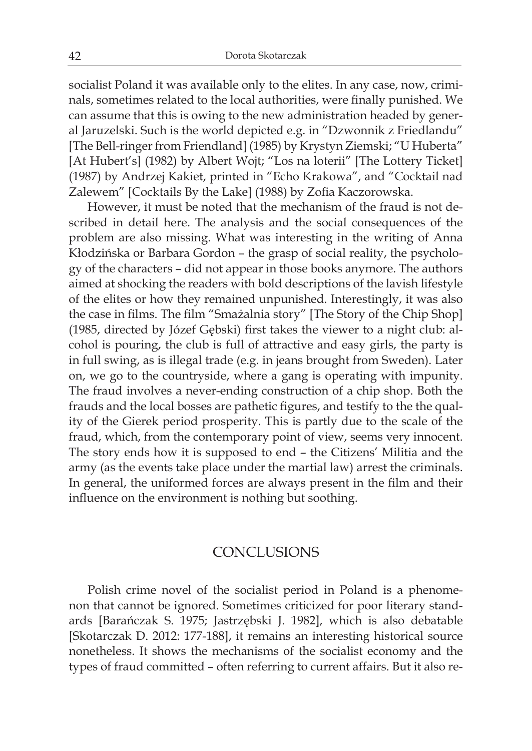socialist Poland it was available only to the elites. In any case, now, criminals, sometimes related to the local authorities, were finally punished. We can assume that this is owing to the new administration headed by general Jaruzelski. Such is the world depicted e.g. in "Dzwonnik z Friedlandu" [The Bell-ringer from Friendland] (1985) by Krystyn Ziemski; "U Huberta" [At Hubert's] (1982) by Albert Wojt; "Los na loterii" [The Lottery Ticket] (1987) by Andrzej Kakiet, printed in "Echo Krakowa", and "Cocktail nad Zalewem" [Cocktails By the Lake] (1988) by Zofia Kaczorowska.

However, it must be noted that the mechanism of the fraud is not described in detail here. The analysis and the social consequences of the problem are also missing. What was interesting in the writing of Anna Kłodzińska or Barbara Gordon – the grasp of social reality, the psychology of the characters – did not appear in those books anymore. The authors aimed at shocking the readers with bold descriptions of the lavish lifestyle of the elites or how they remained unpunished. Interestingly, it was also the case in films. The film "Smażalnia story" [The Story of the Chip Shop] (1985, directed by Józef Gębski) first takes the viewer to a night club: alcohol is pouring, the club is full of attractive and easy girls, the party is in full swing, as is illegal trade (e.g. in jeans brought from Sweden). Later on, we go to the countryside, where a gang is operating with impunity. The fraud involves a never-ending construction of a chip shop. Both the frauds and the local bosses are pathetic figures, and testify to the the quality of the Gierek period prosperity. This is partly due to the scale of the fraud, which, from the contemporary point of view, seems very innocent. The story ends how it is supposed to end – the Citizens' Militia and the army (as the events take place under the martial law) arrest the criminals. In general, the uniformed forces are always present in the film and their influence on the environment is nothing but soothing.

## CONCLUSIONS

Polish crime novel of the socialist period in Poland is a phenomenon that cannot be ignored. Sometimes criticized for poor literary standards [Barańczak S. 1975; Jastrzębski J. 1982], which is also debatable [Skotarczak D. 2012: 177-188], it remains an interesting historical source nonetheless. It shows the mechanisms of the socialist economy and the types of fraud committed – often referring to current affairs. But it also re-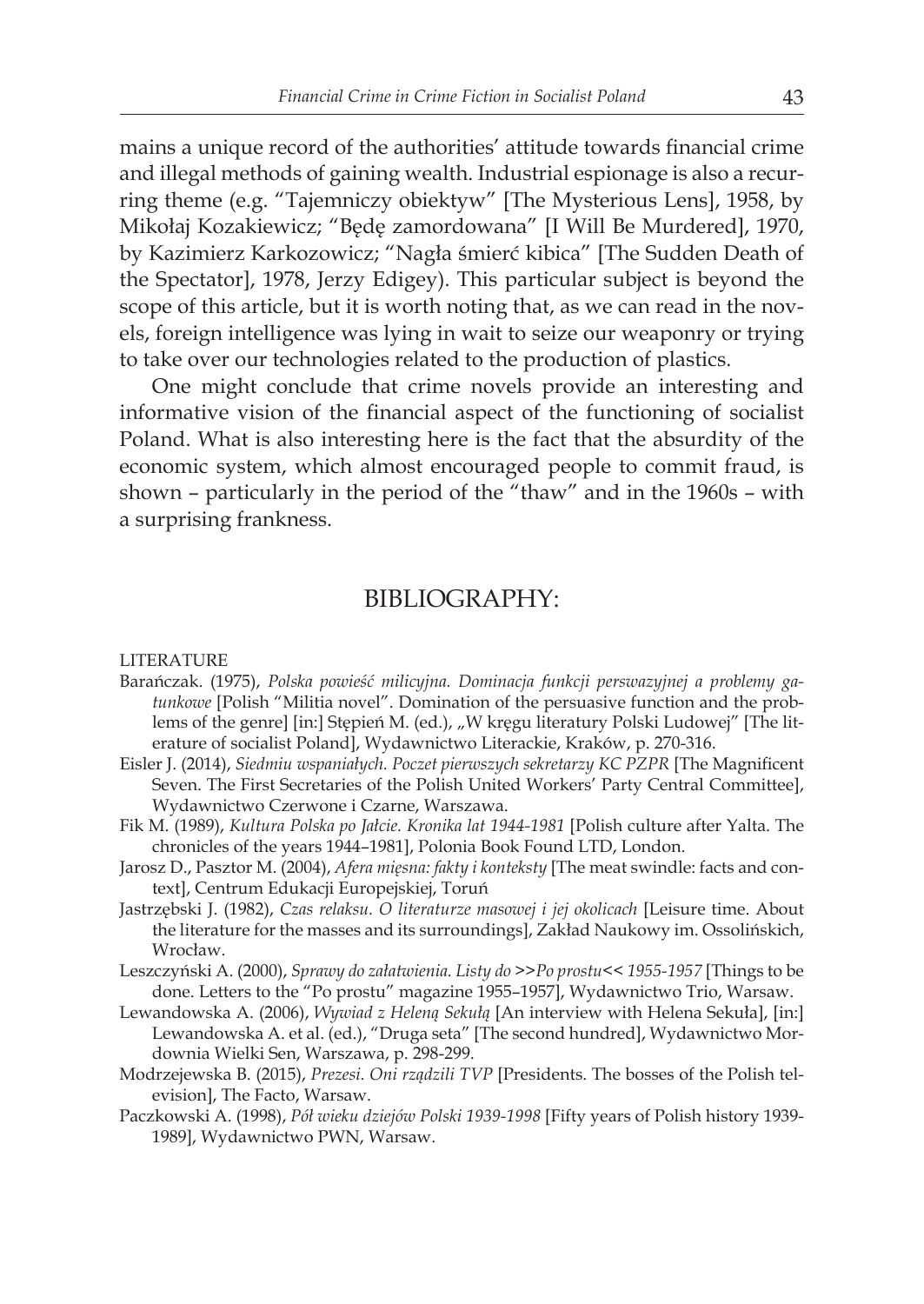mains a unique record of the authorities' attitude towards financial crime and illegal methods of gaining wealth. Industrial espionage is also a recurring theme (e.g. "Tajemniczy obiektyw" [The Mysterious Lens], 1958, by Mikołaj Kozakiewicz; "Będę zamordowana" [I Will Be Murdered], 1970, by Kazimierz Karkozowicz; "Nagła śmierć kibica" [The Sudden Death of the Spectator], 1978, Jerzy Edigey). This particular subject is beyond the scope of this article, but it is worth noting that, as we can read in the novels, foreign intelligence was lying in wait to seize our weaponry or trying to take over our technologies related to the production of plastics.

One might conclude that crime novels provide an interesting and informative vision of the financial aspect of the functioning of socialist Poland. What is also interesting here is the fact that the absurdity of the economic system, which almost encouraged people to commit fraud, is shown – particularly in the period of the "thaw" and in the 1960s – with a surprising frankness.

## BIBLIOGRAPHY:

LITERATURE

Barańczak. (1975), *Polska powieść milicyjna. Dominacja funkcji perswazyjnej a problemy gatunkowe* [Polish "Militia novel". Domination of the persuasive function and the problems of the genre] [in:] Stępień M. (ed.), „W kręgu literatury Polski Ludowej" [The literature of socialist Poland], Wydawnictwo Literackie, Kraków, p. 270-316.

Eisler J. (2014), *Siedmiu wspaniałych. Poczet pierwszych sekretarzy KC PZPR* [The Magnificent Seven. The First Secretaries of the Polish United Workers' Party Central Committee], Wydawnictwo Czerwone i Czarne, Warszawa.

Fik M. (1989), *Kultura Polska po Jałcie. Kronika lat 1944-1981* [Polish culture after Yalta. The chronicles of the years 1944–1981], Polonia Book Found LTD, London.

Jarosz D., Pasztor M. (2004), *Afera mięsna: fakty i konteksty* [The meat swindle: facts and context], Centrum Edukacji Europejskiej, Toruń

Jastrzębski J. (1982), *Czas relaksu. O literaturze masowej i jej okolicach* [Leisure time. About the literature for the masses and its surroundings], Zakład Naukowy im. Ossolińskich, Wrocław.

Leszczyński A. (2000), *Sprawy do załatwienia. Listy do >>Po prostu<< 1955-1957* [Things to be done. Letters to the "Po prostu" magazine 1955–1957], Wydawnictwo Trio, Warsaw.

Lewandowska A. (2006), *Wywiad z Heleną Sekułą* [An interview with Helena Sekuła], [in:] Lewandowska A. et al. (ed.), "Druga seta" [The second hundred], Wydawnictwo Mordownia Wielki Sen, Warszawa, p. 298-299.

Modrzejewska B. (2015), *Prezesi. Oni rządzili TVP* [Presidents. The bosses of the Polish television], The Facto, Warsaw.

Paczkowski A. (1998), *Pół wieku dziejów Polski 1939-1998* [Fifty years of Polish history 1939-1989], Wydawnictwo PWN, Warsaw.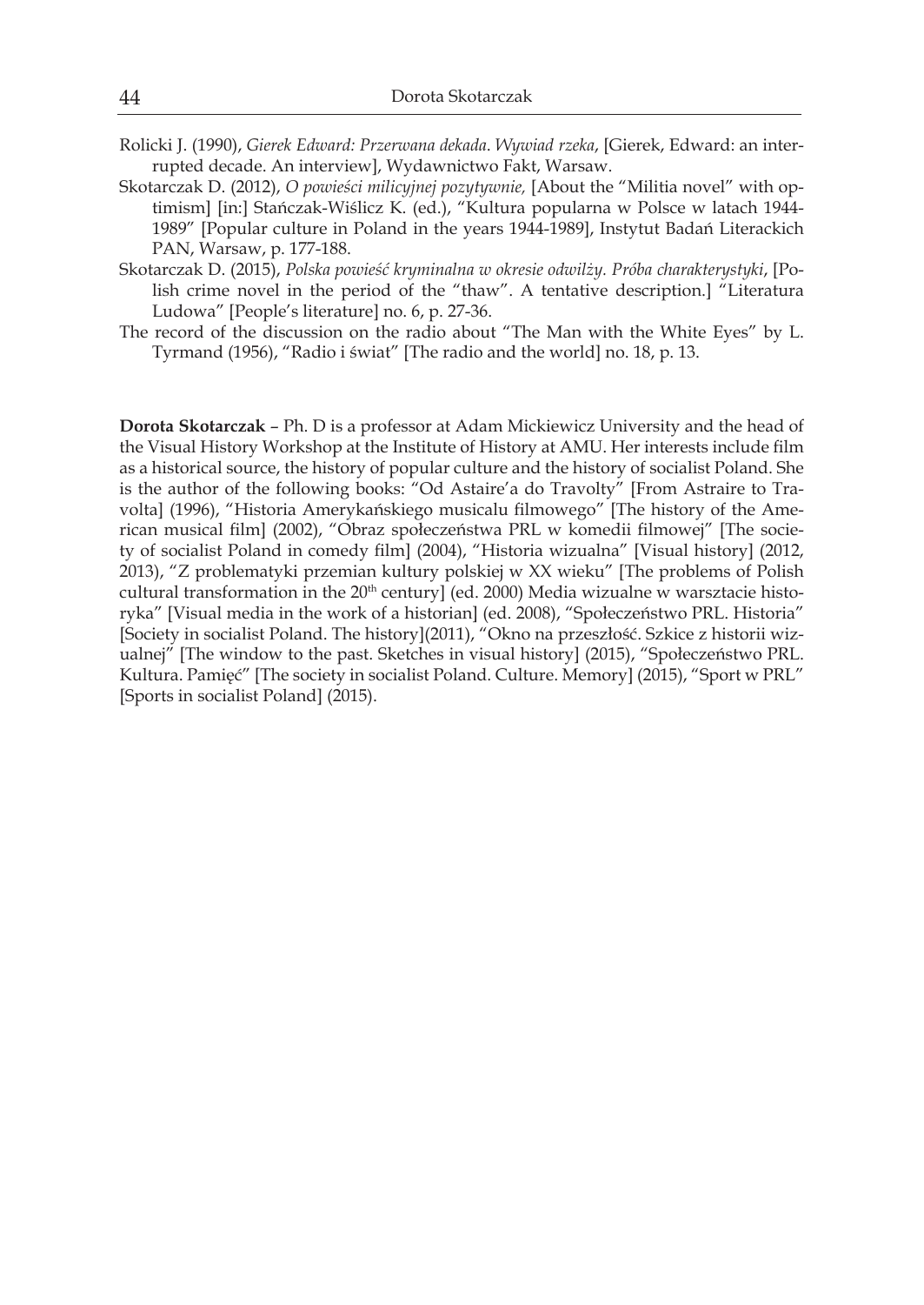Rolicki J. (1990), *Gierek Edward: Przerwana dekada. Wywiad rzeka*, [Gierek, Edward: an interrupted decade. An interview], Wydawnictwo Fakt, Warsaw.

Skotarczak D. (2012), *O powieści milicyjnej pozytywnie,* [About the "Militia novel" with optimism] [in:] Stańczak-Wiślicz K. (ed.), "Kultura popularna w Polsce w latach 1944-1989" [Popular culture in Poland in the years 1944-1989], Instytut Badań Literackich PAN, Warsaw, p. 177-188.

Skotarczak D. (2015), *Polska powieść kryminalna w okresie odwilży. Próba charakterystyki*, [Polish crime novel in the period of the "thaw". A tentative description.] "Literatura Ludowa" [People's literature] no. 6, p. 27-36.

The record of the discussion on the radio about "The Man with the White Eyes" by L. Tyrmand (1956), "Radio i świat" [The radio and the world] no. 18, p. 13.

**Dorota Skotarczak** – Ph. D is a professor at Adam Mickiewicz University and the head of the Visual History Workshop at the Institute of History at AMU. Her interests include film as a historical source, the history of popular culture and the history of socialist Poland. She is the author of the following books: "Od Astaire'a do Travolty" [From Astraire to Travolta] (1996), "Historia Amerykańskiego musicalu filmowego" [The history of the American musical film] (2002), "Obraz społeczeństwa PRL w komedii filmowej" [The society of socialist Poland in comedy film] (2004), "Historia wizualna" [Visual history] (2012, 2013), "Z problematyki przemian kultury polskiej w XX wieku" [The problems of Polish cultural transformation in the 20th century] (ed. 2000) Media wizualne w warsztacie historyka" [Visual media in the work of a historian] (ed. 2008), "Społeczeństwo PRL. Historia" [Society in socialist Poland. The history](2011), "Okno na przeszłość. Szkice z historii wizualnej" [The window to the past. Sketches in visual history] (2015), "Społeczeństwo PRL. Kultura. Pamięć" [The society in socialist Poland. Culture. Memory] (2015), "Sport w PRL" [Sports in socialist Poland] (2015).